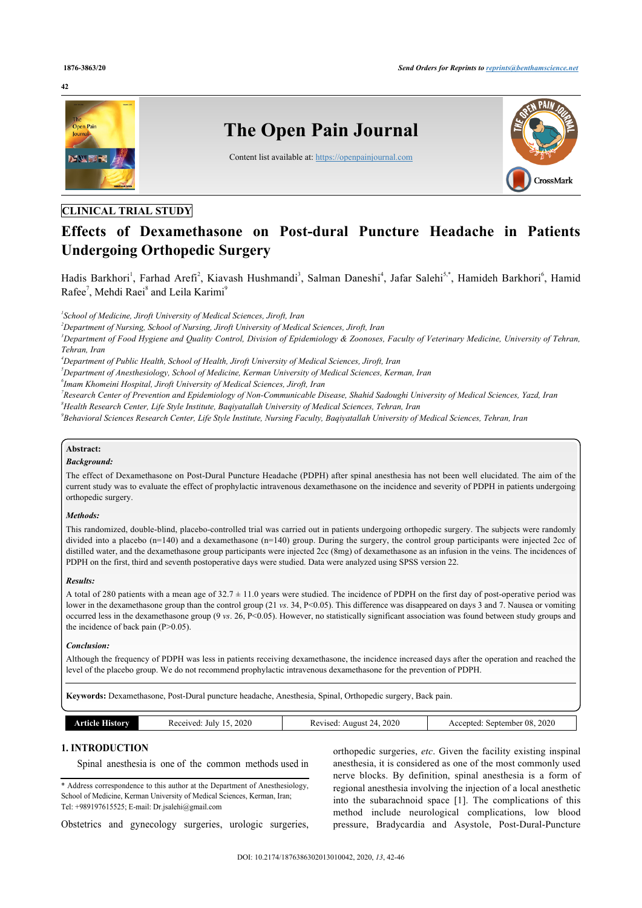CLINICAL TRIAL STUDY

# Effects of Dexamethasone on Post-dural Puncture Headache in Patients Undergoing Orthopedic Surgery

Hadis Barkhori[1], Farhad Arefi[2], Kiavash Hushmandi[3], Salman Daneshi[4], Jafar Salehi[5,*], Hamideh Barkhori[6], Hamid Rafee[7], Mehdi Raei[8] and Leila Karimi[9]

[1]*School of Medicine, Jiroft University of Medical Sciences, Jiroft, Iran*

[2]*Department of Nursing, School of Nursing, Jiroft University of Medical Sciences, Jiroft, Iran*

[3]*Department of Food Hygiene and Quality Control, Division of Epidemiology & Zoonoses, Faculty of Veterinary Medicine, University of Tehran, Tehran, Iran*

[4]*Department of Public Health, School of Health, Jiroft University of Medical Sciences, Jiroft, Iran*

[5]*Department of Anesthesiology, School of Medicine, Kerman University of Medical Sciences, Kerman, Iran*

[6]*Imam Khomeini Hospital, Jiroft University of Medical Sciences, Jiroft, Iran*

[7]*Research Center of Prevention and Epidemiology of Non-Communicable Disease, Shahid Sadoughi University of Medical Sciences, Yazd, Iran*

[8]*Health Research Center, Life Style Institute, Baqiyatallah University of Medical Sciences, Tehran, Iran*

[9]*Behavioral Sciences Research Center, Life Style Institute, Nursing Faculty, Baqiyatallah University of Medical Sciences, Tehran, Iran*

**Abstract:**

***Background:***

The effect of Dexamethasone on Post-Dural Puncture Headache (PDPH) after spinal anesthesia has not been well elucidated. The aim of the current study was to evaluate the effect of prophylactic intravenous dexamethasone on the incidence and severity of PDPH in patients undergoing orthopedic surgery.

***Methods:***

This randomized, double-blind, placebo-controlled trial was carried out in patients undergoing orthopedic surgery. The subjects were randomly divided into a placebo (n=140) and a dexamethasone (n=140) group. During the surgery, the control group participants were injected 2cc of distilled water, and the dexamethasone group participants were injected 2cc (8mg) of dexamethasone as an infusion in the veins. The incidences of PDPH on the first, third and seventh postoperative days were studied. Data were analyzed using SPSS version 22.

***Results:***

A total of 280 patients with a mean age of 32.7 ± 11.0 years were studied. The incidence of PDPH on the first day of post-operative period was lower in the dexamethasone group than the control group (21 *vs*. 34, $P<0.05$). This difference was disappeared on days 3 and 7. Nausea or vomiting occurred less in the dexamethasone group (9 *vs*. 26, $P<0.05$). However, no statistically significant association was found between study groups and the incidence of back pain ($P>0.05$).

***Conclusion:***

Although the frequency of PDPH was less in patients receiving dexamethasone, the incidence increased days after the operation and reached the level of the placebo group. We do not recommend prophylactic intravenous dexamethasone for the prevention of PDPH.

**Keywords:** Dexamethasone, Post-Dural puncture headache, Anesthesia, Spinal, Orthopedic surgery, Back pain.

| Article History | Received: July 15, 2020 | Revised: August 24, 2020 | Accepted: September 08, 2020 |
|---|---|---|---|

## 1. INTRODUCTION

Spinal anesthesia is one of the common methods used in Obstetrics and gynecology surgeries, urologic surgeries, orthopedic surgeries, *etc*. Given the facility existing inspinal anesthesia, it is considered as one of the most commonly used nerve blocks. By definition, spinal anesthesia is a form of regional anesthesia involving the injection of a local anesthetic into the subarachnoid space [1]. The complications of this method include neurological complications, low blood pressure, Bradycardia and Asystole, Post-Dural-Puncture

\* Address correspondence to this author at the Department of Anesthesiology, School of Medicine, Kerman University of Medical Sciences, Kerman, Iran; Tel: +989197615525; E-mail: Dr.jsalehi@gmail.com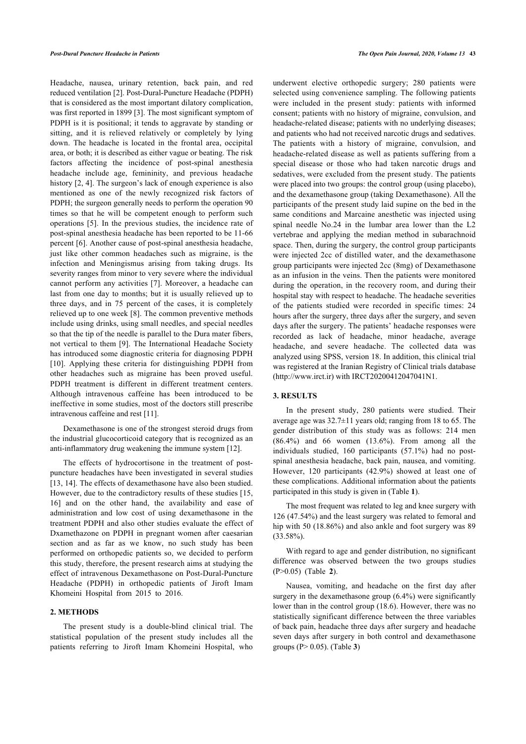Headache, nausea, urinary retention, back pain, and red reduced ventilation [2]. Post-Dural-Puncture Headache (PDPH) that is considered as the most important dilatory complication, was first reported in 1899 [3]. The most significant symptom of PDPH is it is positional; it tends to aggravate by standing or sitting, and it is relieved relatively or completely by lying down. The headache is located in the frontal area, occipital area, or both; it is described as either vague or beating. The risk factors affecting the incidence of post-spinal anesthesia headache include age, femininity, and previous headache history [2, 4]. The surgeon's lack of enough experience is also mentioned as one of the newly recognized risk factors of PDPH; the surgeon generally needs to perform the operation 90 times so that he will be competent enough to perform such operations [5]. In the previous studies, the incidence rate of post-spinal anesthesia headache has been reported to be 11-66 percent [6]. Another cause of post-spinal anesthesia headache, just like other common headaches such as migraine, is the infection and Meningismus arising from taking drugs. Its severity ranges from minor to very severe where the individual cannot perform any activities [7]. Moreover, a headache can last from one day to months; but it is usually relieved up to three days, and in 75 percent of the cases, it is completely relieved up to one week [8]. The common preventive methods include using drinks, using small needles, and special needles so that the tip of the needle is parallel to the Dura mater fibers, not vertical to them [9]. The International Headache Society has introduced some diagnostic criteria for diagnosing PDPH [10]. Applying these criteria for distinguishing PDPH from other headaches such as migraine has been proved useful. PDPH treatment is different in different treatment centers. Although intravenous caffeine has been introduced to be ineffective in some studies, most of the doctors still prescribe intravenous caffeine and rest [11].

Dexamethasone is one of the strongest steroid drugs from the industrial glucocorticoid category that is recognized as an anti-inflammatory drug weakening the immune system [12].

The effects of hydrocortisone in the treatment of post-puncture headaches have been investigated in several studies [13, 14]. The effects of dexamethasone have also been studied. However, due to the contradictory results of these studies [15, 16] and on the other hand, the availability and ease of administration and low cost of using dexamethasone in the treatment PDPH and also other studies evaluate the effect of Dxamethazone on PDPH in pregnant women after caesarian section and as far as we know, no such study has been performed on orthopedic patients so, we decided to perform this study, therefore, the present research aims at studying the effect of intravenous Dexamethasone on Post-Dural-Puncture Headache (PDPH) in orthopedic patients of Jiroft Imam Khomeini Hospital from 2015 to 2016.

## 2. METHODS

The present study is a double-blind clinical trial. The statistical population of the present study includes all the patients referring to Jiroft Imam Khomeini Hospital, who underwent elective orthopedic surgery; 280 patients were selected using convenience sampling. The following patients were included in the present study: patients with informed consent; patients with no history of migraine, convulsion, and headache-related disease; patients with no underlying diseases; and patients who had not received narcotic drugs and sedatives. The patients with a history of migraine, convulsion, and headache-related disease as well as patients suffering from a special disease or those who had taken narcotic drugs and sedatives, were excluded from the present study. The patients were placed into two groups: the control group (using placebo), and the dexamethasone group (taking Dexamethasone). All the participants of the present study laid supine on the bed in the same conditions and Marcaine anesthetic was injected using spinal needle No.24 in the lumbar area lower than the L2 vertebrae and applying the median method in subarachnoid space. Then, during the surgery, the control group participants were injected 2cc of distilled water, and the dexamethasone group participants were injected 2cc (8mg) of Dexamethasone as an infusion in the veins. Then the patients were monitored during the operation, in the recovery room, and during their hospital stay with respect to headache. The headache severities of the patients studied were recorded in specific times: 24 hours after the surgery, three days after the surgery, and seven days after the surgery. The patients' headache responses were recorded as lack of headache, minor headache, average headache, and severe headache. The collected data was analyzed using SPSS, version 18. In addition, this clinical trial was registered at the Iranian Registry of Clinical trials database (http://www.irct.ir) with IRCT20200412047041N1.

## 3. RESULTS

In the present study, 280 patients were studied. Their average age was 32.7±11 years old; ranging from 18 to 65. The gender distribution of this study was as follows: 214 men (86.4%) and 66 women (13.6%). From among all the individuals studied, 160 participants (57.1%) had no post-spinal anesthesia headache, back pain, nausea, and vomiting. However, 120 participants (42.9%) showed at least one of these complications. Additional information about the patients participated in this study is given in (Table **1**).

The most frequent was related to leg and knee surgery with 126 (47.54%) and the least surgery was related to femoral and hip with 50 (18.86%) and also ankle and foot surgery was 89 (33.58%).

With regard to age and gender distribution, no significant difference was observed between the two groups studies (P>0.05) (Table **2**).

Nausea, vomiting, and headache on the first day after surgery in the dexamethasone group (6.4%) were significantly lower than in the control group (18.6). However, there was no statistically significant difference between the three variables of back pain, headache three days after surgery and headache seven days after surgery in both control and dexamethasone groups (P> 0.05). (Table **3**)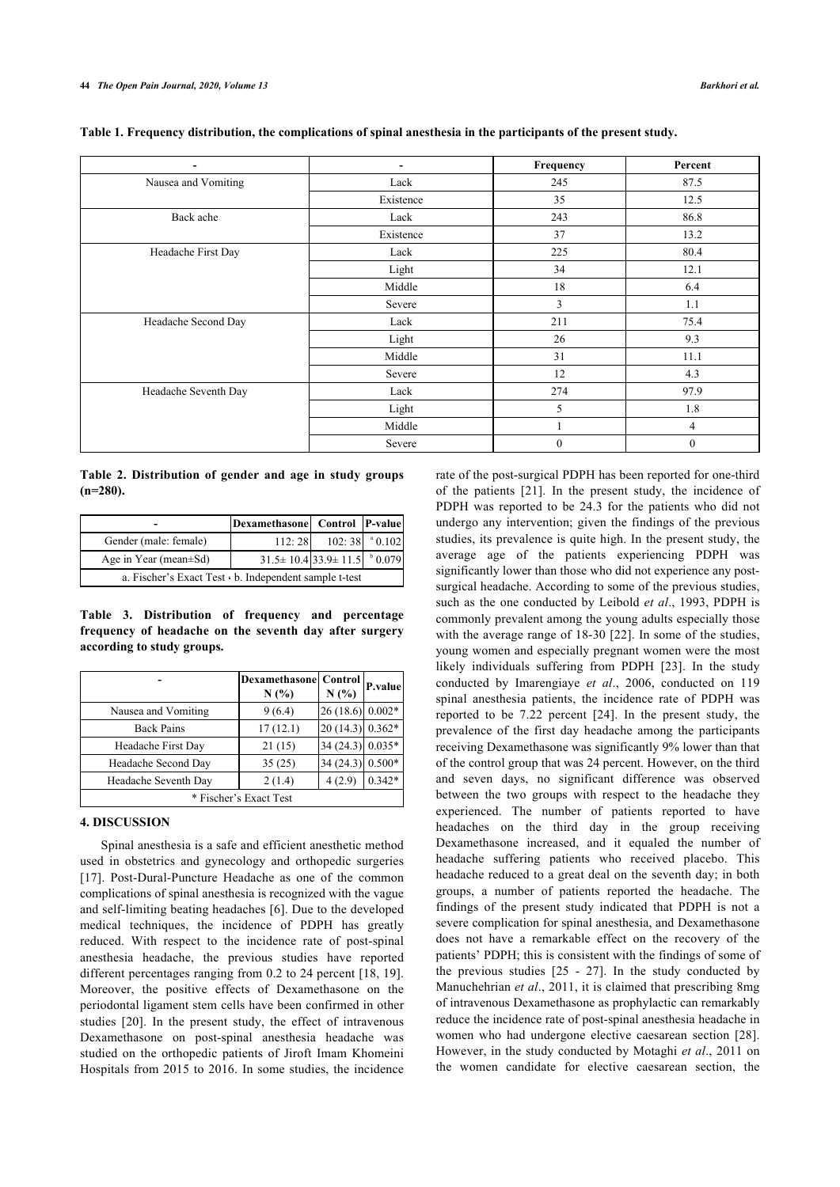**Table 1. Frequency distribution, the complications of spinal anesthesia in the participants of the present study.**

| - | - | Frequency | Percent |
|---|---|---|---|
| Nausea and Vomiting | Lack | 245 | 87.5 |
| | Existence | 35 | 12.5 |
| Back ache | Lack | 243 | 86.8 |
| | Existence | 37 | 13.2 |
| Headache First Day | Lack | 225 | 80.4 |
| | Light | 34 | 12.1 |
| | Middle | 18 | 6.4 |
| | Severe | 3 | 1.1 |
| Headache Second Day | Lack | 211 | 75.4 |
| | Light | 26 | 9.3 |
| | Middle | 31 | 11.1 |
| | Severe | 12 | 4.3 |
| Headache Seventh Day | Lack | 274 | 97.9 |
| | Light | 5 | 1.8 |
| | Middle | 1 | 4 |
| | Severe | 0 | 0 |

**Table 2. Distribution of gender and age in study groups (n=280).**

| - | Dexamethasone | Control | P-value |
|---|---|---|---|
| Gender (male: female) | 112: 28 | 102: 38 | [a] 0.102 |
| Age in Year (mean±Sd) | 31.5± 10.4 | 33.9± 11.5 | [b] 0.079 |
| a. Fischer's Exact Test ، b. Independent sample t-test | | | |

**Table 3. Distribution of frequency and percentage frequency of headache on the seventh day after surgery according to study groups.**

| - | Dexamethasone N (%) | Control N (%) | P.value |
|---|---|---|---|
| Nausea and Vomiting | 9 (6.4) | 26 (18.6) | 0.002* |
| Back Pains | 17 (12.1) | 20 (14.3) | 0.362* |
| Headache First Day | 21 (15) | 34 (24.3) | 0.035* |
| Headache Second Day | 35 (25) | 34 (24.3) | 0.500* |
| Headache Seventh Day | 2 (1.4) | 4 (2.9) | 0.342* |
| * Fischer's Exact Test | | | |

## 4. DISCUSSION

Spinal anesthesia is a safe and efficient anesthetic method used in obstetrics and gynecology and orthopedic surgeries [17]. Post-Dural-Puncture Headache as one of the common complications of spinal anesthesia is recognized with the vague and self-limiting beating headaches [6]. Due to the developed medical techniques, the incidence of PDPH has greatly reduced. With respect to the incidence rate of post-spinal anesthesia headache, the previous studies have reported different percentages ranging from 0.2 to 24 percent [18, 19]. Moreover, the positive effects of Dexamethasone on the periodontal ligament stem cells have been confirmed in other studies [20]. In the present study, the effect of intravenous Dexamethasone on post-spinal anesthesia headache was studied on the orthopedic patients of Jiroft Imam Khomeini Hospitals from 2015 to 2016. In some studies, the incidence rate of the post-surgical PDPH has been reported for one-third of the patients [21]. In the present study, the incidence of PDPH was reported to be 24.3 for the patients who did not undergo any intervention; given the findings of the previous studies, its prevalence is quite high. In the present study, the average age of the patients experiencing PDPH was significantly lower than those who did not experience any post-surgical headache. According to some of the previous studies, such as the one conducted by Leibold *et al*., 1993, PDPH is commonly prevalent among the young adults especially those with the average range of 18-30 [22]. In some of the studies, young women and especially pregnant women were the most likely individuals suffering from PDPH [23]. In the study conducted by Imarengiaye *et al*., 2006, conducted on 119 spinal anesthesia patients, the incidence rate of PDPH was reported to be 7.22 percent [24]. In the present study, the prevalence of the first day headache among the participants receiving Dexamethasone was significantly 9% lower than that of the control group that was 24 percent. However, on the third and seven days, no significant difference was observed between the two groups with respect to the headache they experienced. The number of patients reported to have headaches on the third day in the group receiving Dexamethasone increased, and it equaled the number of headache suffering patients who received placebo. This headache reduced to a great deal on the seventh day; in both groups, a number of patients reported the headache. The findings of the present study indicated that PDPH is not a severe complication for spinal anesthesia, and Dexamethasone does not have a remarkable effect on the recovery of the patients' PDPH; this is consistent with the findings of some of the previous studies [25 - 27]. In the study conducted by Manuchehrian *et al*., 2011, it is claimed that prescribing 8mg of intravenous Dexamethasone as prophylactic can remarkably reduce the incidence rate of post-spinal anesthesia headache in women who had undergone elective caesarean section [28]. However, in the study conducted by Motaghi *et al*., 2011 on the women candidate for elective caesarean section, the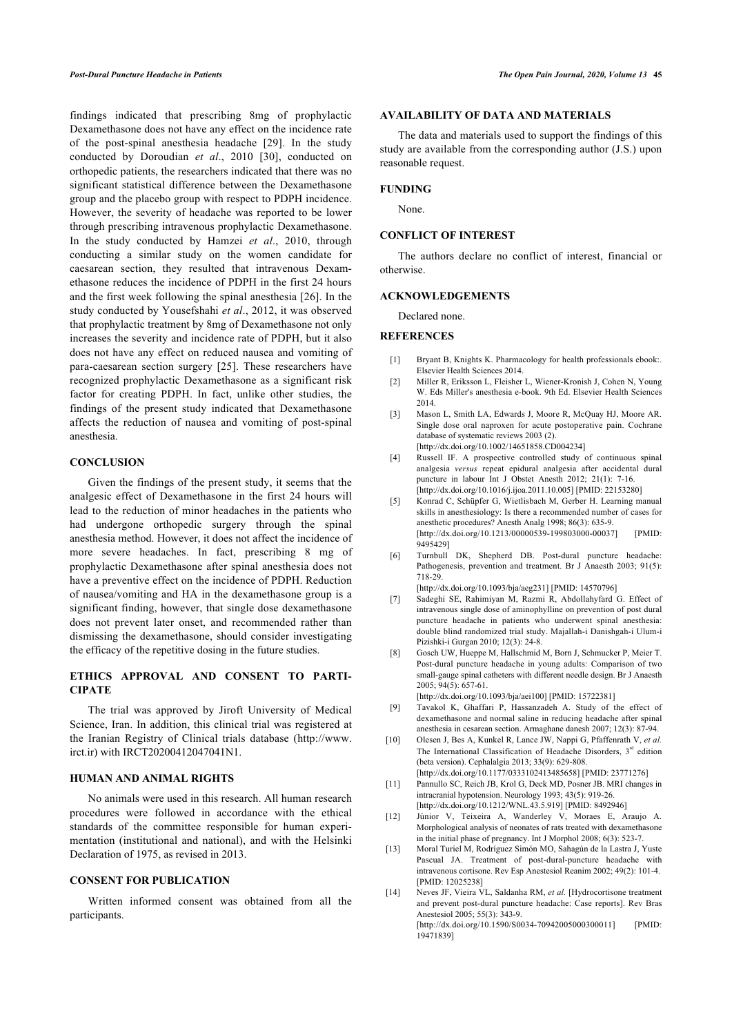findings indicated that prescribing 8mg of prophylactic Dexamethasone does not have any effect on the incidence rate of the post-spinal anesthesia headache [29]. In the study conducted by Doroudian *et al*., 2010 [30], conducted on orthopedic patients, the researchers indicated that there was no significant statistical difference between the Dexamethasone group and the placebo group with respect to PDPH incidence. However, the severity of headache was reported to be lower through prescribing intravenous prophylactic Dexamethasone. In the study conducted by Hamzei *et al*., 2010, through conducting a similar study on the women candidate for caesarean section, they resulted that intravenous Dexamethasone reduces the incidence of PDPH in the first 24 hours and the first week following the spinal anesthesia [26]. In the study conducted by Yousefshahi *et al*., 2012, it was observed that prophylactic treatment by 8mg of Dexamethasone not only increases the severity and incidence rate of PDPH, but it also does not have any effect on reduced nausea and vomiting of para-caesarean section surgery [25]. These researchers have recognized prophylactic Dexamethasone as a significant risk factor for creating PDPH. In fact, unlike other studies, the findings of the present study indicated that Dexamethasone affects the reduction of nausea and vomiting of post-spinal anesthesia.

## CONCLUSION

Given the findings of the present study, it seems that the analgesic effect of Dexamethasone in the first 24 hours will lead to the reduction of minor headaches in the patients who had undergone orthopedic surgery through the spinal anesthesia method. However, it does not affect the incidence of more severe headaches. In fact, prescribing 8 mg of prophylactic Dexamethasone after spinal anesthesia does not have a preventive effect on the incidence of PDPH. Reduction of nausea/vomiting and HA in the dexamethasone group is a significant finding, however, that single dose dexamethasone does not prevent later onset, and recommended rather than dismissing the dexamethasone, should consider investigating the efficacy of the repetitive dosing in the future studies.

## ETHICS APPROVAL AND CONSENT TO PARTICIPATE

The trial was approved by Jiroft University of Medical Science, Iran. In addition, this clinical trial was registered at the Iranian Registry of Clinical trials database (http://www.irct.ir) with IRCT20200412047041N1.

## HUMAN AND ANIMAL RIGHTS

No animals were used in this research. All human research procedures were followed in accordance with the ethical standards of the committee responsible for human experimentation (institutional and national), and with the Helsinki Declaration of 1975, as revised in 2013.

## CONSENT FOR PUBLICATION

Written informed consent was obtained from all the participants.

## AVAILABILITY OF DATA AND MATERIALS

The data and materials used to support the findings of this study are available from the corresponding author (J.S.) upon reasonable request.

## FUNDING

None.

## CONFLICT OF INTEREST

The authors declare no conflict of interest, financial or otherwise.

## ACKNOWLEDGEMENTS

Declared none.

## REFERENCES

[1] Bryant B, Knights K. Pharmacology for health professionals ebook:. Elsevier Health Sciences 2014.

[2] Miller R, Eriksson L, Fleisher L, Wiener-Kronish J, Cohen N, Young W. Eds Miller's anesthesia e-book. 9th Ed. Elsevier Health Sciences 2014.

[3] Mason L, Smith LA, Edwards J, Moore R, McQuay HJ, Moore AR. Single dose oral naproxen for acute postoperative pain. Cochrane database of systematic reviews 2003 (2). [http://dx.doi.org/10.1002/14651858.CD004234]

[4] Russell IF. A prospective controlled study of continuous spinal analgesia *versus* repeat epidural analgesia after accidental dural puncture in labour Int J Obstet Anesth 2012; 21(1): 7-16. [http://dx.doi.org/10.1016/j.ijoa.2011.10.005] [PMID: 22153280]

[5] Konrad C, Schüpfer G, Wietlisbach M, Gerber H. Learning manual skills in anesthesiology: Is there a recommended number of cases for anesthetic procedures? Anesth Analg 1998; 86(3): 635-9. [http://dx.doi.org/10.1213/00000539-199803000-00037] [PMID: 9495429]

[6] Turnbull DK, Shepherd DB. Post-dural puncture headache: Pathogenesis, prevention and treatment. Br J Anaesth 2003; 91(5): 718-29. [http://dx.doi.org/10.1093/bja/aeg231] [PMID: 14570796]

[7] Sadeghi SE, Rahimiyan M, Razmi R, Abdollahyfard G. Effect of intravenous single dose of aminophylline on prevention of post dural puncture headache in patients who underwent spinal anesthesia: double blind randomized trial study. Majallah-i Danishgah-i Ulum-i Pizishki-i Gurgan 2010; 12(3): 24-8.

[8] Gosch UW, Hueppe M, Hallschmid M, Born J, Schmucker P, Meier T. Post-dural puncture headache in young adults: Comparison of two small-gauge spinal catheters with different needle design. Br J Anaesth 2005; 94(5): 657-61. [http://dx.doi.org/10.1093/bja/aei100] [PMID: 15722381]

[9] Tavakol K, Ghaffari P, Hassanzadeh A. Study of the effect of dexamethasone and normal saline in reducing headache after spinal anesthesia in cesarean section. Armaghane danesh 2007; 12(3): 87-94.

[10] Olesen J, Bes A, Kunkel R, Lance JW, Nappi G, Pfaffenrath V, *et al.* The International Classification of Headache Disorders, 3rd edition (beta version). Cephalalgia 2013; 33(9): 629-808. [http://dx.doi.org/10.1177/0333102413485658] [PMID: 23771276]

[11] Pannullo SC, Reich JB, Krol G, Deck MD, Posner JB. MRI changes in intracranial hypotension. Neurology 1993; 43(5): 919-26. [http://dx.doi.org/10.1212/WNL.43.5.919] [PMID: 8492946]

[12] Júnior V, Teixeira A, Wanderley V, Moraes E, Araujo A. Morphological analysis of neonates of rats treated with dexamethasone in the initial phase of pregnancy. Int J Morphol 2008; 6(3): 523-7.

[13] Moral Turiel M, Rodríguez Simón MO, Sahagún de la Lastra J, Yuste Pascual JA. Treatment of post-dural-puncture headache with intravenous cortisone. Rev Esp Anestesiol Reanim 2002; 49(2): 101-4. [PMID: 12025238]

[14] Neves JF, Vieira VL, Saldanha RM, *et al.* [Hydrocortisone treatment and prevent post-dural puncture headache: Case reports]. Rev Bras Anestesiol 2005; 55(3): 343-9. [http://dx.doi.org/10.1590/S0034-70942005000300011] [PMID: 19471839]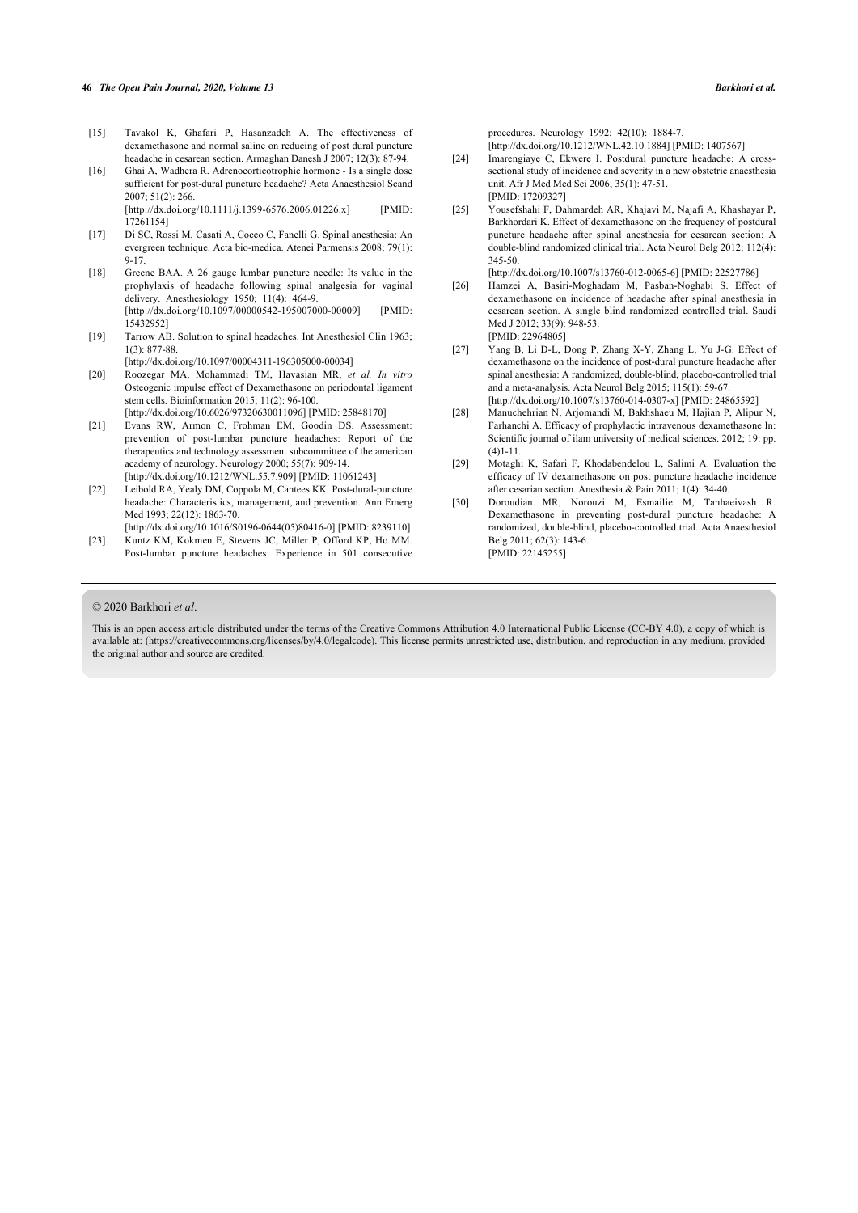[15] Tavakol K, Ghafari P, Hasanzadeh A. The effectiveness of dexamethasone and normal saline on reducing of post dural puncture headache in cesarean section. Armaghan Danesh J 2007; 12(3): 87-94.

[16] Ghai A, Wadhera R. Adrenocorticotrophic hormone - Is a single dose sufficient for post-dural puncture headache? Acta Anaesthesiol Scand 2007; 51(2): 266. [http://dx.doi.org/10.1111/j.1399-6576.2006.01226.x] [PMID: 17261154]

[17] Di SC, Rossi M, Casati A, Cocco C, Fanelli G. Spinal anesthesia: An evergreen technique. Acta bio-medica. Atenei Parmensis 2008; 79(1): 9-17.

[18] Greene BAA. A 26 gauge lumbar puncture needle: Its value in the prophylaxis of headache following spinal analgesia for vaginal delivery. Anesthesiology 1950; 11(4): 464-9. [http://dx.doi.org/10.1097/00000542-195007000-00009] [PMID: 15432952]

[19] Tarrow AB. Solution to spinal headaches. Int Anesthesiol Clin 1963; 1(3): 877-88. [http://dx.doi.org/10.1097/00004311-196305000-00034]

[20] Roozegar MA, Mohammadi TM, Havasian MR, *et al. In vitro* Osteogenic impulse effect of Dexamethasone on periodontal ligament stem cells. Bioinformation 2015; 11(2): 96-100. [http://dx.doi.org/10.6026/97320630011096] [PMID: 25848170]

[21] Evans RW, Armon C, Frohman EM, Goodin DS. Assessment: prevention of post-lumbar puncture headaches: Report of the therapeutics and technology assessment subcommittee of the american academy of neurology. Neurology 2000; 55(7): 909-14. [http://dx.doi.org/10.1212/WNL.55.7.909] [PMID: 11061243]

[22] Leibold RA, Yealy DM, Coppola M, Cantees KK. Post-dural-puncture headache: Characteristics, management, and prevention. Ann Emerg Med 1993; 22(12): 1863-70. [http://dx.doi.org/10.1016/S0196-0644(05)80416-0] [PMID: 8239110]

[23] Kuntz KM, Kokmen E, Stevens JC, Miller P, Offord KP, Ho MM. Post-lumbar puncture headaches: Experience in 501 consecutive procedures. Neurology 1992; 42(10): 1884-7. [http://dx.doi.org/10.1212/WNL.42.10.1884] [PMID: 1407567]

[24] Imarengiaye C, Ekwere I. Postdural puncture headache: A cross-sectional study of incidence and severity in a new obstetric anaesthesia unit. Afr J Med Med Sci 2006; 35(1): 47-51. [PMID: 17209327]

[25] Yousefshahi F, Dahmardeh AR, Khajavi M, Najafi A, Khashayar P, Barkhordari K. Effect of dexamethasone on the frequency of postdural puncture headache after spinal anesthesia for cesarean section: A double-blind randomized clinical trial. Acta Neurol Belg 2012; 112(4): 345-50. [http://dx.doi.org/10.1007/s13760-012-0065-6] [PMID: 22527786]

[26] Hamzei A, Basiri-Moghadam M, Pasban-Noghabi S. Effect of dexamethasone on incidence of headache after spinal anesthesia in cesarean section. A single blind randomized controlled trial. Saudi Med J 2012; 33(9): 948-53. [PMID: 22964805]

[27] Yang B, Li D-L, Dong P, Zhang X-Y, Zhang L, Yu J-G. Effect of dexamethasone on the incidence of post-dural puncture headache after spinal anesthesia: A randomized, double-blind, placebo-controlled trial and a meta-analysis. Acta Neurol Belg 2015; 115(1): 59-67. [http://dx.doi.org/10.1007/s13760-014-0307-x] [PMID: 24865592]

[28] Manuchehrian N, Arjomandi M, Bakhshaeu M, Hajian P, Alipur N, Farhanchi A. Efficacy of prophylactic intravenous dexamethasone In: Scientific journal of ilam university of medical sciences. 2012; 19: pp. (4)1-11.

[29] Motaghi K, Safari F, Khodabendelou L, Salimi A. Evaluation the efficacy of IV dexamethasone on post puncture headache incidence after cesarian section. Anesthesia & Pain 2011; 1(4): 34-40.

[30] Doroudian MR, Norouzi M, Esmailie M, Tanhaeivash R. Dexamethasone in preventing post-dural puncture headache: A randomized, double-blind, placebo-controlled trial. Acta Anaesthesiol Belg 2011; 62(3): 143-6. [PMID: 22145255]

© 2020 Barkhori *et al*.

This is an open access article distributed under the terms of the Creative Commons Attribution 4.0 International Public License (CC-BY 4.0), a copy of which is available at: (https://creativecommons.org/licenses/by/4.0/legalcode). This license permits unrestricted use, distribution, and reproduction in any medium, provided the original author and source are credited.